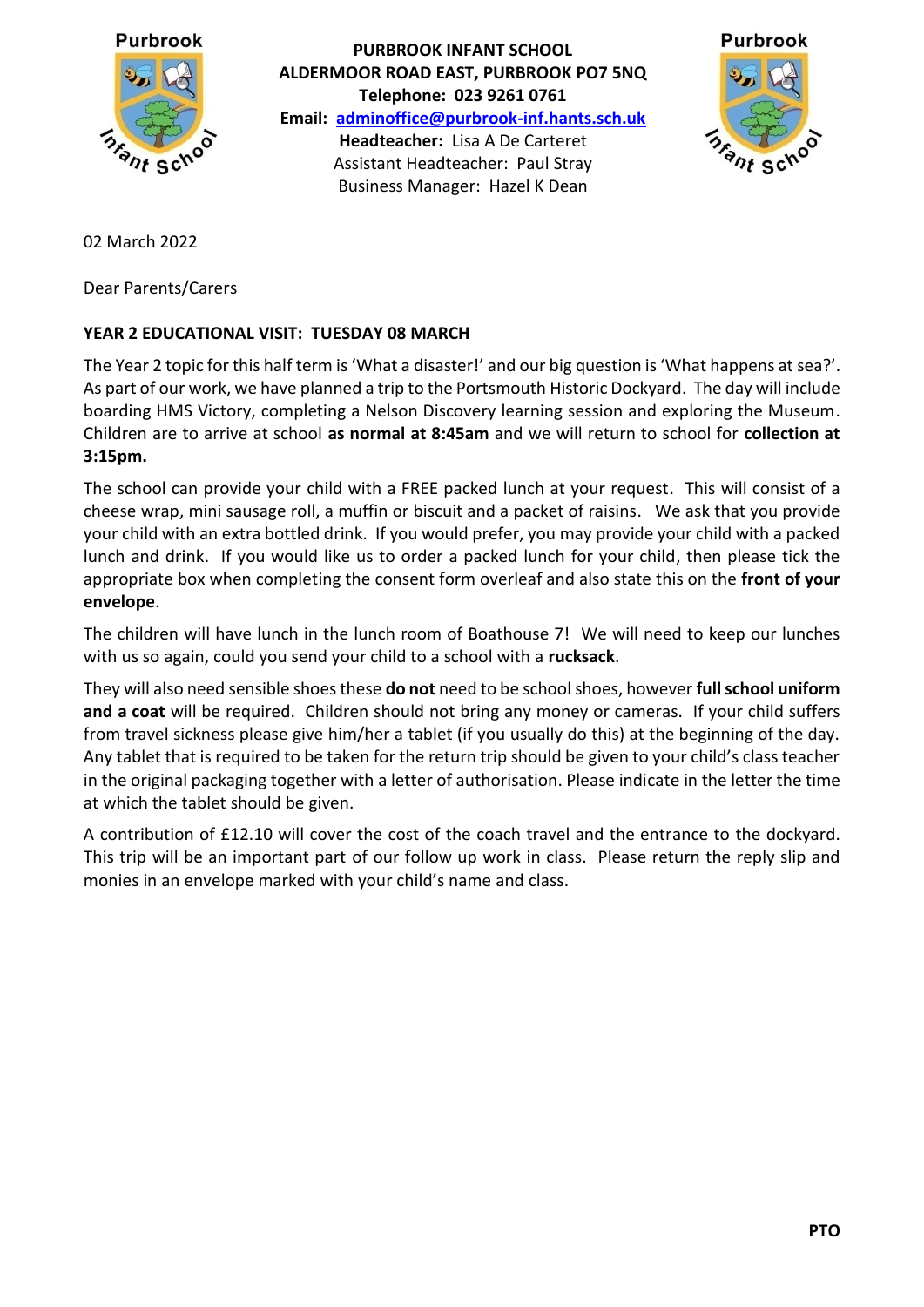**PURBROOK INFANT SCHOOL**
**ALDERMOOR ROAD EAST, PURBROOK PO7 5NQ**
**Telephone: 023 9261 0761**
**Email: adminoffice@purbrook-inf.hants.sch.uk**
**Headteacher:** Lisa A De Carteret
Assistant Headteacher: Paul Stray
Business Manager: Hazel K Dean

02 March 2022

Dear Parents/Carers

**YEAR 2 EDUCATIONAL VISIT: TUESDAY 08 MARCH**

The Year 2 topic for this half term is 'What a disaster!' and our big question is 'What happens at sea?'. As part of our work, we have planned a trip to the Portsmouth Historic Dockyard. The day will include boarding HMS Victory, completing a Nelson Discovery learning session and exploring the Museum. Children are to arrive at school **as normal at 8:45am** and we will return to school for **collection at 3:15pm.**

The school can provide your child with a FREE packed lunch at your request. This will consist of a cheese wrap, mini sausage roll, a muffin or biscuit and a packet of raisins. We ask that you provide your child with an extra bottled drink. If you would prefer, you may provide your child with a packed lunch and drink. If you would like us to order a packed lunch for your child, then please tick the appropriate box when completing the consent form overleaf and also state this on the **front of your envelope**.

The children will have lunch in the lunch room of Boathouse 7! We will need to keep our lunches with us so again, could you send your child to a school with a **rucksack**.

They will also need sensible shoes these **do not** need to be school shoes, however **full school uniform and a coat** will be required. Children should not bring any money or cameras. If your child suffers from travel sickness please give him/her a tablet (if you usually do this) at the beginning of the day. Any tablet that is required to be taken for the return trip should be given to your child's class teacher in the original packaging together with a letter of authorisation. Please indicate in the letter the time at which the tablet should be given.

A contribution of £12.10 will cover the cost of the coach travel and the entrance to the dockyard. This trip will be an important part of our follow up work in class. Please return the reply slip and monies in an envelope marked with your child's name and class.

**PTO**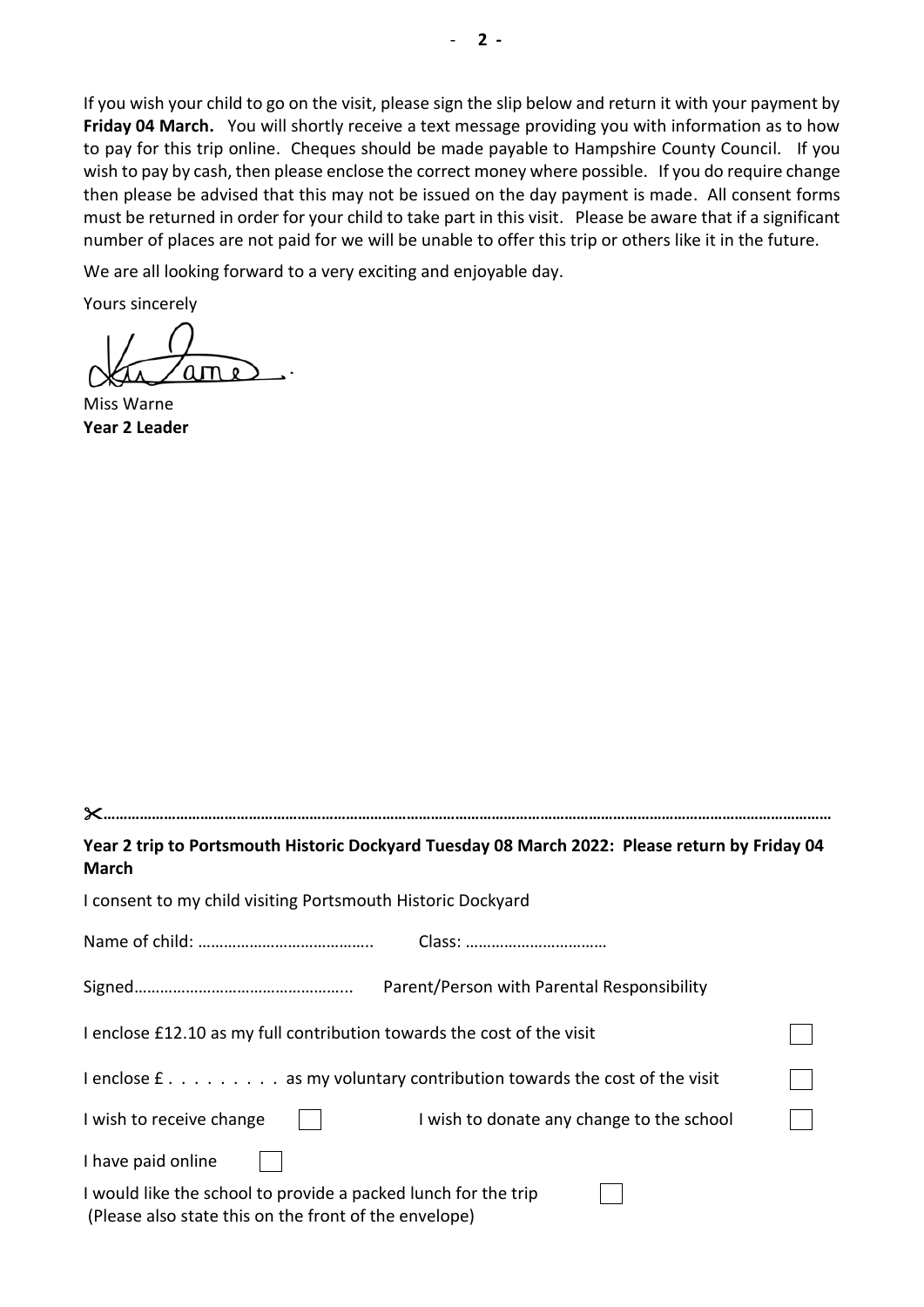If you wish your child to go on the visit, please sign the slip below and return it with your payment by **Friday 04 March.** You will shortly receive a text message providing you with information as to how to pay for this trip online. Cheques should be made payable to Hampshire County Council. If you wish to pay by cash, then please enclose the correct money where possible. If you do require change then please be advised that this may not be issued on the day payment is made. All consent forms must be returned in order for your child to take part in this visit. Please be aware that if a significant number of places are not paid for we will be unable to offer this trip or others like it in the future.

We are all looking forward to a very exciting and enjoyable day.

Yours sincerely

Miss Warne
**Year 2 Leader**

✂……………………………………………………………………………………………………………………………………………………

**Year 2 trip to Portsmouth Historic Dockyard Tuesday 08 March 2022: Please return by Friday 04 March**

I consent to my child visiting Portsmouth Historic Dockyard

Name of child: ………………………………….. Class: ……………………………

Signed………………………………………….. Parent/Person with Parental Responsibility

I enclose £12.10 as my full contribution towards the cost of the visit ☐

I enclose £ . . . . . . . . . as my voluntary contribution towards the cost of the visit ☐

I wish to receive change ☐ I wish to donate any change to the school ☐

I have paid online ☐

I would like the school to provide a packed lunch for the trip ☐
(Please also state this on the front of the envelope)